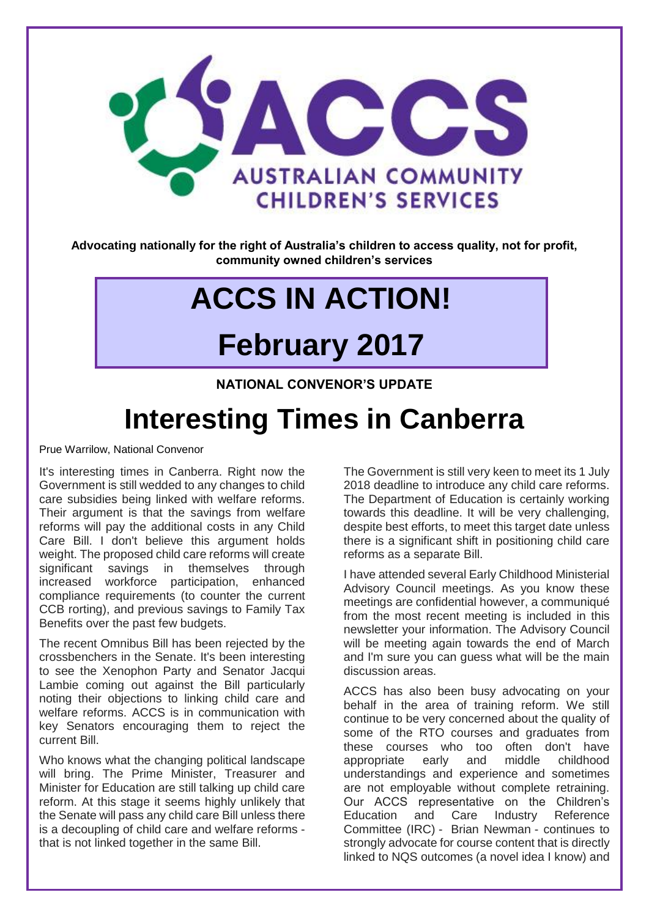ACCS

AUSTRALIAN COMMUNITY CHILDREN'S SERVICES

**Advocating nationally for the right of Australia's children to access quality, not for profit, community owned children's services**

# ACCS IN ACTION!

# February 2017

**NATIONAL CONVENOR'S UPDATE**

## Interesting Times in Canberra

Prue Warrilow, National Convenor

It's interesting times in Canberra. Right now the Government is still wedded to any changes to child care subsidies being linked with welfare reforms. Their argument is that the savings from welfare reforms will pay the additional costs in any Child Care Bill. I don't believe this argument holds weight. The proposed child care reforms will create significant savings in themselves through increased workforce participation, enhanced compliance requirements (to counter the current CCB rorting), and previous savings to Family Tax Benefits over the past few budgets.

The recent Omnibus Bill has been rejected by the crossbenchers in the Senate. It's been interesting to see the Xenophon Party and Senator Jacqui Lambie coming out against the Bill particularly noting their objections to linking child care and welfare reforms. ACCS is in communication with key Senators encouraging them to reject the current Bill.

Who knows what the changing political landscape will bring. The Prime Minister, Treasurer and Minister for Education are still talking up child care reform. At this stage it seems highly unlikely that the Senate will pass any child care Bill unless there is a decoupling of child care and welfare reforms - that is not linked together in the same Bill.

The Government is still very keen to meet its 1 July 2018 deadline to introduce any child care reforms. The Department of Education is certainly working towards this deadline. It will be very challenging, despite best efforts, to meet this target date unless there is a significant shift in positioning child care reforms as a separate Bill.

I have attended several Early Childhood Ministerial Advisory Council meetings. As you know these meetings are confidential however, a communiqué from the most recent meeting is included in this newsletter your information. The Advisory Council will be meeting again towards the end of March and I'm sure you can guess what will be the main discussion areas.

ACCS has also been busy advocating on your behalf in the area of training reform. We still continue to be very concerned about the quality of some of the RTO courses and graduates from these courses who too often don't have appropriate early and middle childhood understandings and experience and sometimes are not employable without complete retraining. Our ACCS representative on the Children's Education and Care Industry Reference Committee (IRC) - Brian Newman - continues to strongly advocate for course content that is directly linked to NQS outcomes (a novel idea I know) and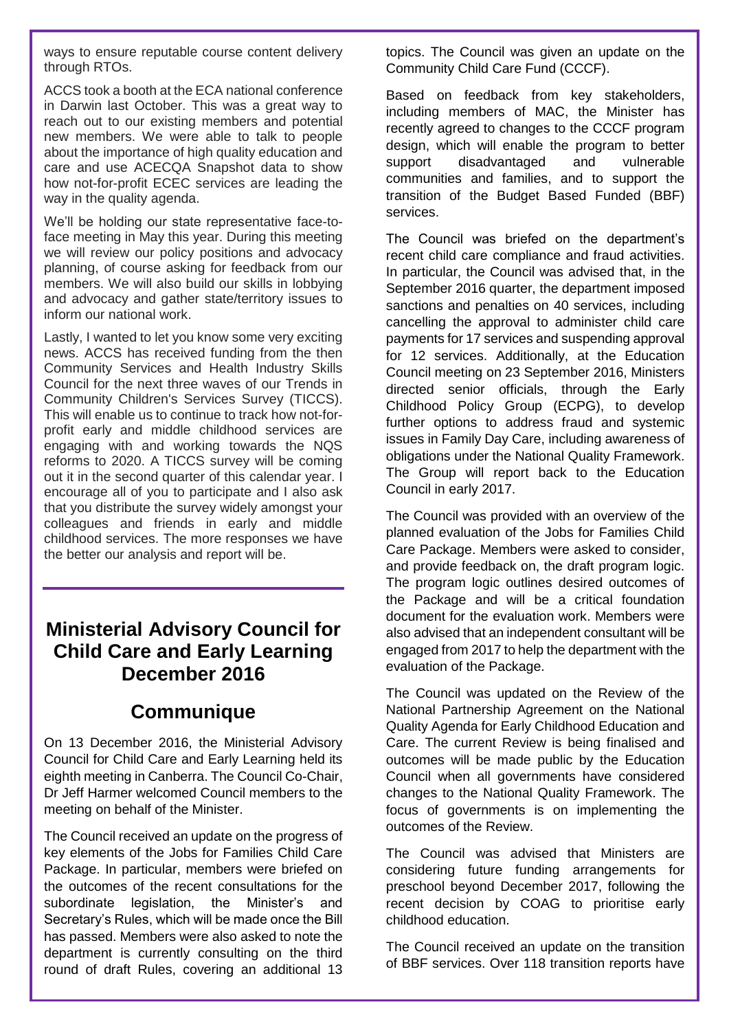ways to ensure reputable course content delivery through RTOs.

ACCS took a booth at the ECA national conference in Darwin last October. This was a great way to reach out to our existing members and potential new members. We were able to talk to people about the importance of high quality education and care and use ACECQA Snapshot data to show how not-for-profit ECEC services are leading the way in the quality agenda.

We'll be holding our state representative face-to-face meeting in May this year. During this meeting we will review our policy positions and advocacy planning, of course asking for feedback from our members. We will also build our skills in lobbying and advocacy and gather state/territory issues to inform our national work.

Lastly, I wanted to let you know some very exciting news. ACCS has received funding from the then Community Services and Health Industry Skills Council for the next three waves of our Trends in Community Children's Services Survey (TICCS). This will enable us to continue to track how not-for-profit early and middle childhood services are engaging with and working towards the NQS reforms to 2020. A TICCS survey will be coming out it in the second quarter of this calendar year. I encourage all of you to participate and I also ask that you distribute the survey widely amongst your colleagues and friends in early and middle childhood services. The more responses we have the better our analysis and report will be.

## Ministerial Advisory Council for Child Care and Early Learning December 2016

## Communique

On 13 December 2016, the Ministerial Advisory Council for Child Care and Early Learning held its eighth meeting in Canberra. The Council Co-Chair, Dr Jeff Harmer welcomed Council members to the meeting on behalf of the Minister.

The Council received an update on the progress of key elements of the Jobs for Families Child Care Package. In particular, members were briefed on the outcomes of the recent consultations for the subordinate legislation, the Minister's and Secretary's Rules, which will be made once the Bill has passed. Members were also asked to note the department is currently consulting on the third round of draft Rules, covering an additional 13 topics. The Council was given an update on the Community Child Care Fund (CCCF).

Based on feedback from key stakeholders, including members of MAC, the Minister has recently agreed to changes to the CCCF program design, which will enable the program to better support disadvantaged and vulnerable communities and families, and to support the transition of the Budget Based Funded (BBF) services.

The Council was briefed on the department's recent child care compliance and fraud activities. In particular, the Council was advised that, in the September 2016 quarter, the department imposed sanctions and penalties on 40 services, including cancelling the approval to administer child care payments for 17 services and suspending approval for 12 services. Additionally, at the Education Council meeting on 23 September 2016, Ministers directed senior officials, through the Early Childhood Policy Group (ECPG), to develop further options to address fraud and systemic issues in Family Day Care, including awareness of obligations under the National Quality Framework. The Group will report back to the Education Council in early 2017.

The Council was provided with an overview of the planned evaluation of the Jobs for Families Child Care Package. Members were asked to consider, and provide feedback on, the draft program logic. The program logic outlines desired outcomes of the Package and will be a critical foundation document for the evaluation work. Members were also advised that an independent consultant will be engaged from 2017 to help the department with the evaluation of the Package.

The Council was updated on the Review of the National Partnership Agreement on the National Quality Agenda for Early Childhood Education and Care. The current Review is being finalised and outcomes will be made public by the Education Council when all governments have considered changes to the National Quality Framework. The focus of governments is on implementing the outcomes of the Review.

The Council was advised that Ministers are considering future funding arrangements for preschool beyond December 2017, following the recent decision by COAG to prioritise early childhood education.

The Council received an update on the transition of BBF services. Over 118 transition reports have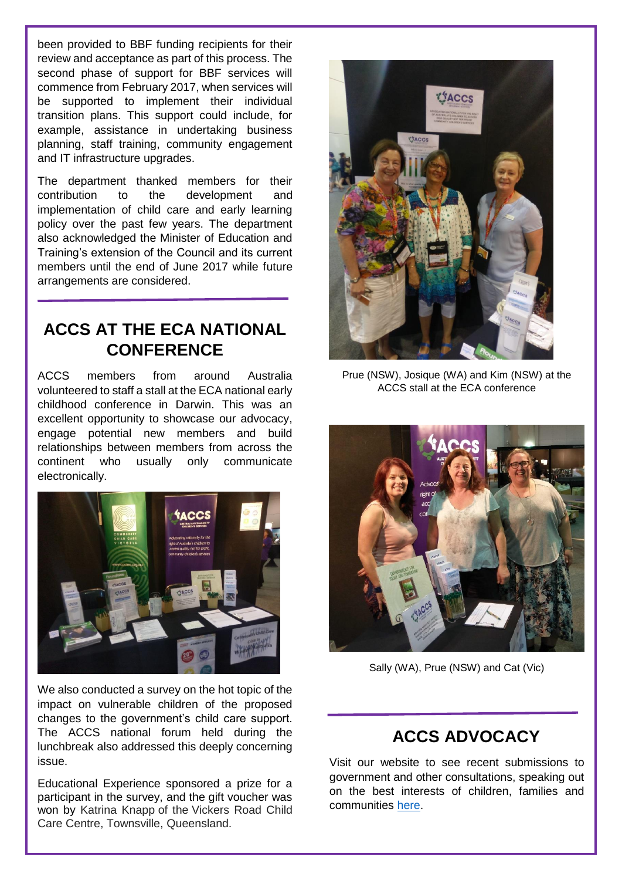been provided to BBF funding recipients for their review and acceptance as part of this process. The second phase of support for BBF services will commence from February 2017, when services will be supported to implement their individual transition plans. This support could include, for example, assistance in undertaking business planning, staff training, community engagement and IT infrastructure upgrades.

The department thanked members for their contribution to the development and implementation of child care and early learning policy over the past few years. The department also acknowledged the Minister of Education and Training's extension of the Council and its current members until the end of June 2017 while future arrangements are considered.

## ACCS AT THE ECA NATIONAL CONFERENCE

ACCS members from around Australia volunteered to staff a stall at the ECA national early childhood conference in Darwin. This was an excellent opportunity to showcase our advocacy, engage potential new members and build relationships between members from across the continent who usually only communicate electronically.

We also conducted a survey on the hot topic of the impact on vulnerable children of the proposed changes to the government's child care support. The ACCS national forum held during the lunchbreak also addressed this deeply concerning issue.

Educational Experience sponsored a prize for a participant in the survey, and the gift voucher was won by Katrina Knapp of the Vickers Road Child Care Centre, Townsville, Queensland.

Prue (NSW), Josique (WA) and Kim (NSW) at the ACCS stall at the ECA conference

Sally (WA), Prue (NSW) and Cat (Vic)

## ACCS ADVOCACY

Visit our website to see recent submissions to government and other consultations, speaking out on the best interests of children, families and communities here.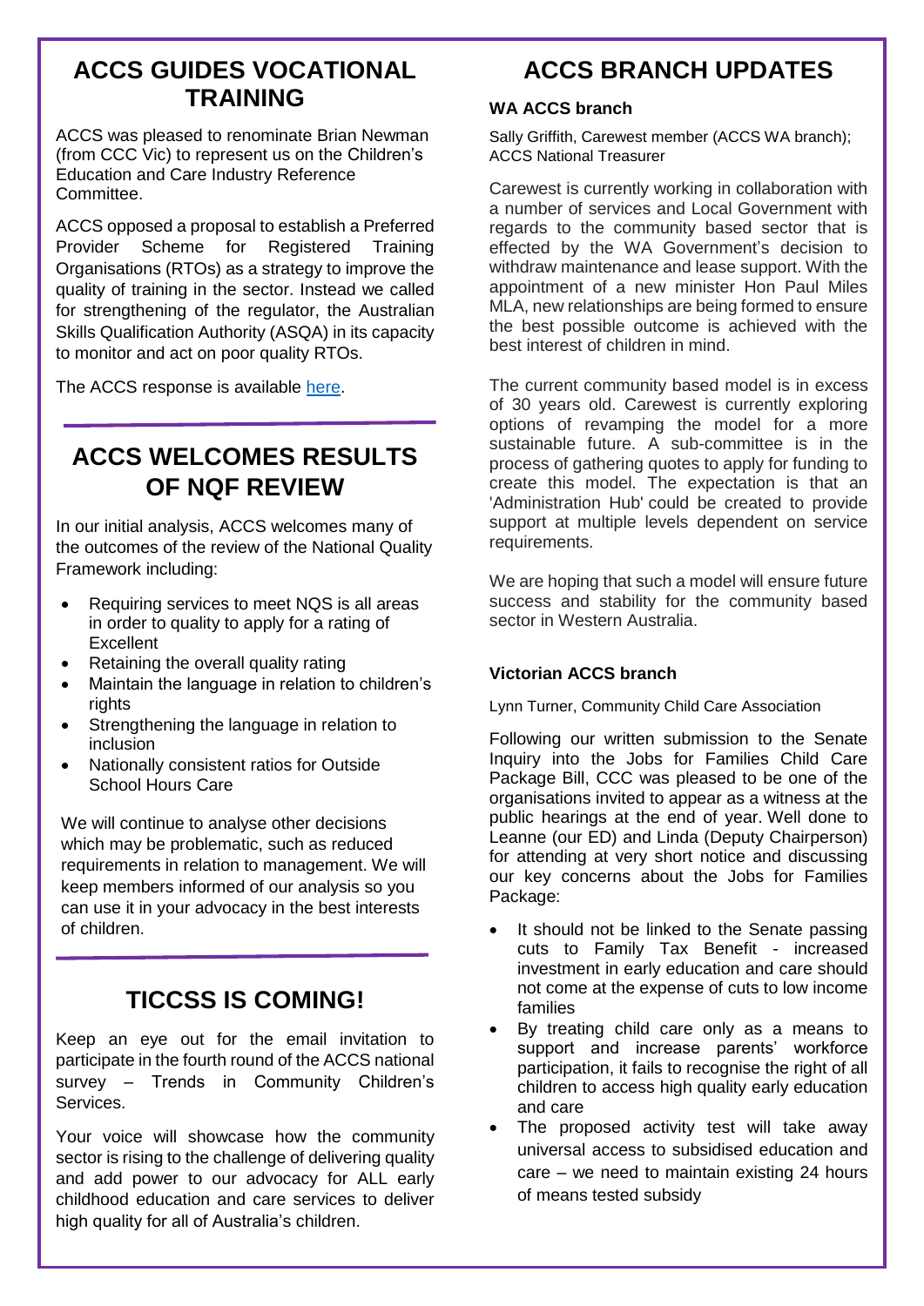## ACCS GUIDES VOCATIONAL TRAINING

ACCS was pleased to renominate Brian Newman (from CCC Vic) to represent us on the Children's Education and Care Industry Reference Committee.

ACCS opposed a proposal to establish a Preferred Provider Scheme for Registered Training Organisations (RTOs) as a strategy to improve the quality of training in the sector. Instead we called for strengthening of the regulator, the Australian Skills Qualification Authority (ASQA) in its capacity to monitor and act on poor quality RTOs.

The ACCS response is available here.

## ACCS WELCOMES RESULTS OF NQF REVIEW

In our initial analysis, ACCS welcomes many of the outcomes of the review of the National Quality Framework including:

- Requiring services to meet NQS is all areas in order to quality to apply for a rating of Excellent
- Retaining the overall quality rating
- Maintain the language in relation to children's rights
- Strengthening the language in relation to inclusion
- Nationally consistent ratios for Outside School Hours Care

We will continue to analyse other decisions which may be problematic, such as reduced requirements in relation to management. We will keep members informed of our analysis so you can use it in your advocacy in the best interests of children.

## TICCSS IS COMING!

Keep an eye out for the email invitation to participate in the fourth round of the ACCS national survey – Trends in Community Children's Services.

Your voice will showcase how the community sector is rising to the challenge of delivering quality and add power to our advocacy for ALL early childhood education and care services to deliver high quality for all of Australia's children.

## ACCS BRANCH UPDATES

### WA ACCS branch

Sally Griffith, Carewest member (ACCS WA branch); ACCS National Treasurer

Carewest is currently working in collaboration with a number of services and Local Government with regards to the community based sector that is effected by the WA Government's decision to withdraw maintenance and lease support. With the appointment of a new minister Hon Paul Miles MLA, new relationships are being formed to ensure the best possible outcome is achieved with the best interest of children in mind.

The current community based model is in excess of 30 years old. Carewest is currently exploring options of revamping the model for a more sustainable future. A sub-committee is in the process of gathering quotes to apply for funding to create this model. The expectation is that an 'Administration Hub' could be created to provide support at multiple levels dependent on service requirements.

We are hoping that such a model will ensure future success and stability for the community based sector in Western Australia.

### Victorian ACCS branch

Lynn Turner, Community Child Care Association

Following our written submission to the Senate Inquiry into the Jobs for Families Child Care Package Bill, CCC was pleased to be one of the organisations invited to appear as a witness at the public hearings at the end of year. Well done to Leanne (our ED) and Linda (Deputy Chairperson) for attending at very short notice and discussing our key concerns about the Jobs for Families Package:

- It should not be linked to the Senate passing cuts to Family Tax Benefit - increased investment in early education and care should not come at the expense of cuts to low income families
- By treating child care only as a means to support and increase parents' workforce participation, it fails to recognise the right of all children to access high quality early education and care
- The proposed activity test will take away universal access to subsidised education and care – we need to maintain existing 24 hours of means tested subsidy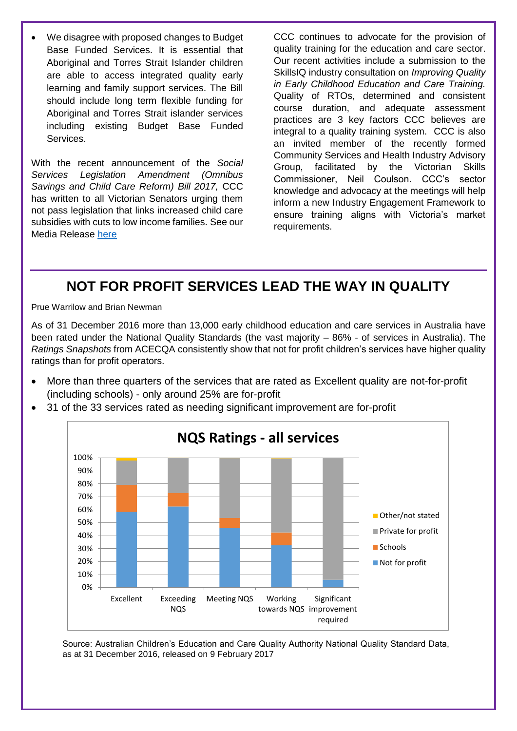- We disagree with proposed changes to Budget Base Funded Services. It is essential that Aboriginal and Torres Strait Islander children are able to access integrated quality early learning and family support services. The Bill should include long term flexible funding for Aboriginal and Torres Strait islander services including existing Budget Base Funded Services.

With the recent announcement of the *Social Services Legislation Amendment (Omnibus Savings and Child Care Reform) Bill 2017,* CCC has written to all Victorian Senators urging them not pass legislation that links increased child care subsidies with cuts to low income families. See our Media Release here

CCC continues to advocate for the provision of quality training for the education and care sector. Our recent activities include a submission to the SkillsIQ industry consultation on *Improving Quality in Early Childhood Education and Care Training.* Quality of RTOs, determined and consistent course duration, and adequate assessment practices are 3 key factors CCC believes are integral to a quality training system. CCC is also an invited member of the recently formed Community Services and Health Industry Advisory Group, facilitated by the Victorian Skills Commissioner, Neil Coulson. CCC's sector knowledge and advocacy at the meetings will help inform a new Industry Engagement Framework to ensure training aligns with Victoria's market requirements.

## NOT FOR PROFIT SERVICES LEAD THE WAY IN QUALITY

Prue Warrilow and Brian Newman

As of 31 December 2016 more than 13,000 early childhood education and care services in Australia have been rated under the National Quality Standards (the vast majority – 86% - of services in Australia). The *Ratings Snapshots* from ACECQA consistently show that not for profit children's services have higher quality ratings than for profit operators.

- More than three quarters of the services that are rated as Excellent quality are not-for-profit (including schools) - only around 25% are for-profit
- 31 of the 33 services rated as needing significant improvement are for-profit

**NQS Ratings - all services**

| Rating | Not for profit | Schools | Private for profit | Other/not stated |
|---|---|---|---|---|
| Excellent | ~59% | ~20% | ~19% | ~2% |
| Exceeding NQS | ~63% | ~10% | ~27% | – |
| Meeting NQS | ~46% | ~8% | ~46% | – |
| Working towards NQS | ~32% | ~10% | ~57% | ~1% |
| Significant improvement required | ~6% | – | ~94% | – |

Source: Australian Children's Education and Care Quality Authority National Quality Standard Data, as at 31 December 2016, released on 9 February 2017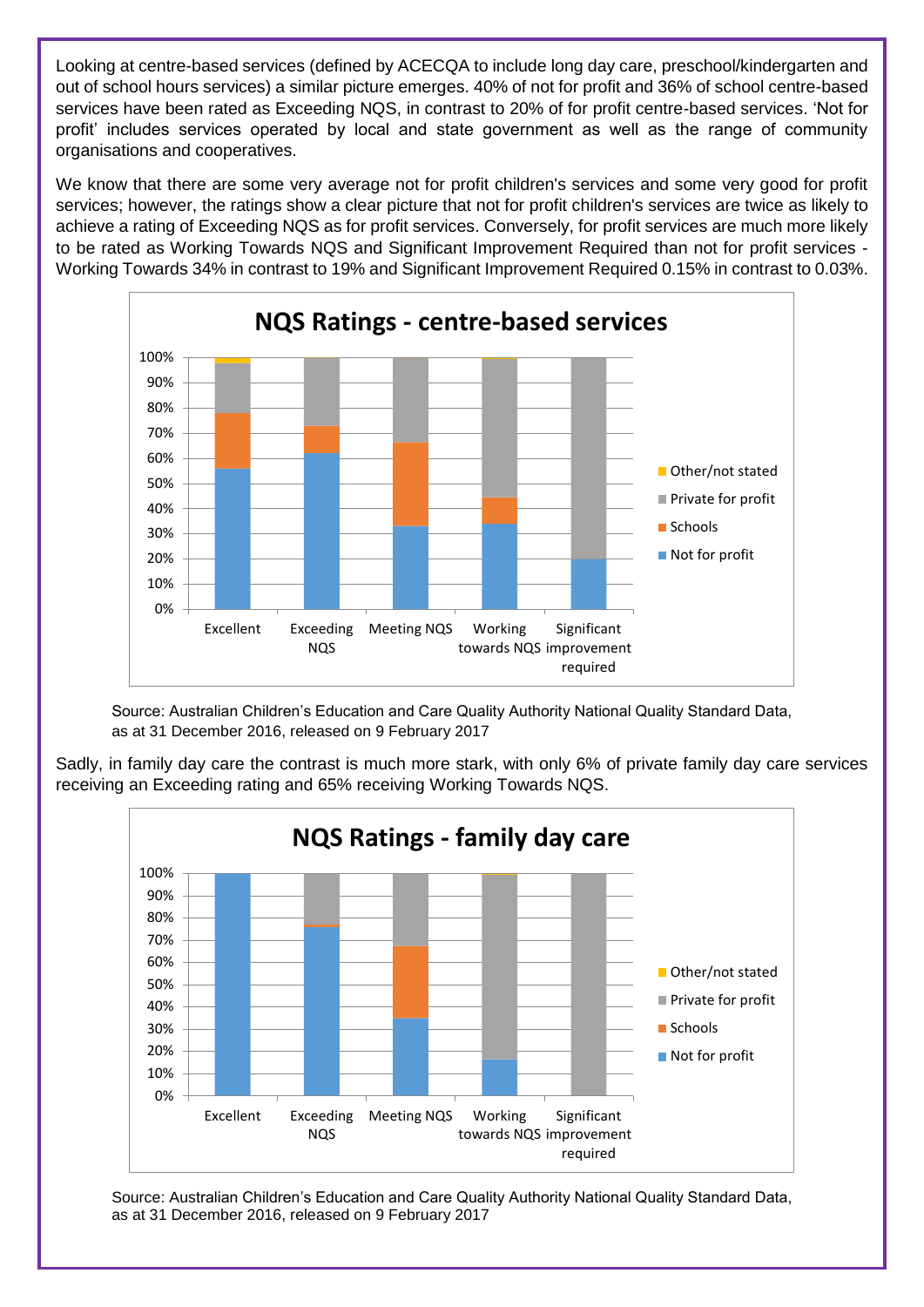Looking at centre-based services (defined by ACECQA to include long day care, preschool/kindergarten and out of school hours services) a similar picture emerges. 40% of not for profit and 36% of school centre-based services have been rated as Exceeding NQS, in contrast to 20% of for profit centre-based services. 'Not for profit' includes services operated by local and state government as well as the range of community organisations and cooperatives.

We know that there are some very average not for profit children's services and some very good for profit services; however, the ratings show a clear picture that not for profit children's services are twice as likely to achieve a rating of Exceeding NQS as for profit services. Conversely, for profit services are much more likely to be rated as Working Towards NQS and Significant Improvement Required than not for profit services - Working Towards 34% in contrast to 19% and Significant Improvement Required 0.15% in contrast to 0.03%.

**NQS Ratings - centre-based services**

Source: Australian Children's Education and Care Quality Authority National Quality Standard Data, as at 31 December 2016, released on 9 February 2017

Sadly, in family day care the contrast is much more stark, with only 6% of private family day care services receiving an Exceeding rating and 65% receiving Working Towards NQS.

**NQS Ratings - family day care**

Source: Australian Children's Education and Care Quality Authority National Quality Standard Data, as at 31 December 2016, released on 9 February 2017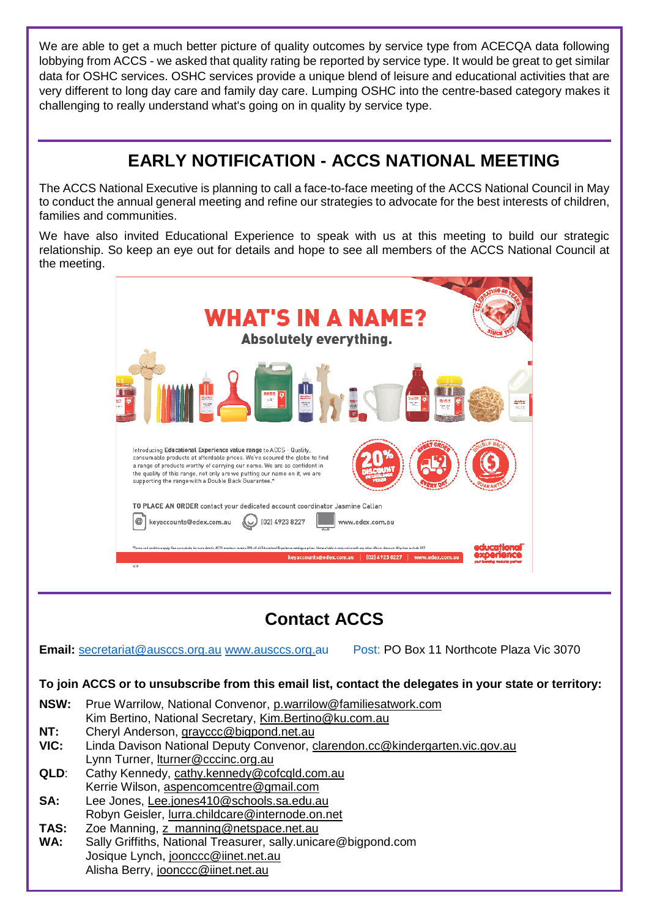We are able to get a much better picture of quality outcomes by service type from ACECQA data following lobbying from ACCS - we asked that quality rating be reported by service type. It would be great to get similar data for OSHC services. OSHC services provide a unique blend of leisure and educational activities that are very different to long day care and family day care. Lumping OSHC into the centre-based category makes it challenging to really understand what's going on in quality by service type.

## EARLY NOTIFICATION - ACCS NATIONAL MEETING

The ACCS National Executive is planning to call a face-to-face meeting of the ACCS National Council in May to conduct the annual general meeting and refine our strategies to advocate for the best interests of children, families and communities.

We have also invited Educational Experience to speak with us at this meeting to build our strategic relationship. So keep an eye out for details and hope to see all members of the ACCS National Council at the meeting.

**WHAT'S IN A NAME?**

**Absolutely everything.**

Introducing **Educational Experience value range** to ACCS - Quality, consumable products at affordable prices. We've scoured the globe to find a range of products worthy of carrying our name. We are so confident in the quality of this range, not only are we putting our name on it, we are supporting the range with a Double Back Guarantee.*

20% DISCOUNT ON CATALOGUE PRICES | EVERY ORDER EVERY DAY | DOUBLE BACK GUARANTEE

**TO PLACE AN ORDER** contact your dedicated account coordinator Jasmine Callan

keyaccounts@edex.com.au | (02) 4923 8227 | www.edex.com.au

## Contact ACCS

**Email:** secretariat@ausccs.org.au www.ausccs.org.au Post: PO Box 11 Northcote Plaza Vic 3070

**To join ACCS or to unsubscribe from this email list, contact the delegates in your state or territory:**

**NSW:** Prue Warrilow, National Convenor, p.warrilow@familiesatwork.com
Kim Bertino, National Secretary, Kim.Bertino@ku.com.au

**NT:** Cheryl Anderson, graycc@bigpond.net.au

**VIC:** Linda Davison National Deputy Convenor, clarendon.cc@kindergarten.vic.gov.au
Lynn Turner, lturner@cccinc.org.au

**QLD:** Cathy Kennedy, cathy.kennedy@cofcqld.com.au
Kerrie Wilson, aspencomcentre@gmail.com

**SA:** Lee Jones, Lee.jones410@schools.sa.edu.au
Robyn Geisler, lurra.childcare@internode.on.net

**TAS:** Zoe Manning, z_manning@netspace.net.au

**WA:** Sally Griffiths, National Treasurer, sally.unicare@bigpond.com
Josique Lynch, joonccc@iinet.net.au
Alisha Berry, joonccc@iinet.net.au